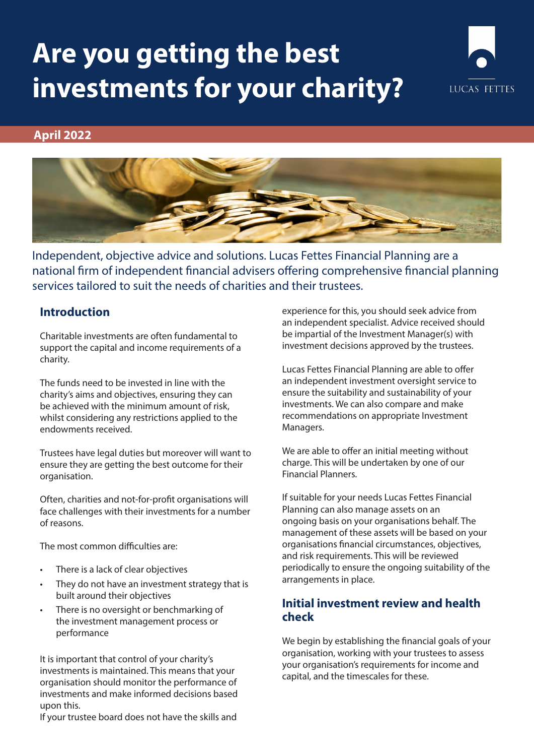# Are you getting the best investments for your charity?

LUCAS FETTES

**April 2022**

Independent, objective advice and solutions. Lucas Fettes Financial Planning are a national firm of independent financial advisers offering comprehensive financial planning services tailored to suit the needs of charities and their trustees.

## Introduction

Charitable investments are often fundamental to support the capital and income requirements of a charity.

The funds need to be invested in line with the charity's aims and objectives, ensuring they can be achieved with the minimum amount of risk, whilst considering any restrictions applied to the endowments received.

Trustees have legal duties but moreover will want to ensure they are getting the best outcome for their organisation.

Often, charities and not-for-profit organisations will face challenges with their investments for a number of reasons.

The most common difficulties are:

- There is a lack of clear objectives
- They do not have an investment strategy that is built around their objectives
- There is no oversight or benchmarking of the investment management process or performance

It is important that control of your charity's investments is maintained. This means that your organisation should monitor the performance of investments and make informed decisions based upon this.
If your trustee board does not have the skills and experience for this, you should seek advice from an independent specialist. Advice received should be impartial of the Investment Manager(s) with investment decisions approved by the trustees.

Lucas Fettes Financial Planning are able to offer an independent investment oversight service to ensure the suitability and sustainability of your investments. We can also compare and make recommendations on appropriate Investment Managers.

We are able to offer an initial meeting without charge. This will be undertaken by one of our Financial Planners.

If suitable for your needs Lucas Fettes Financial Planning can also manage assets on an ongoing basis on your organisations behalf. The management of these assets will be based on your organisations financial circumstances, objectives, and risk requirements. This will be reviewed periodically to ensure the ongoing suitability of the arrangements in place.

## Initial investment review and health check

We begin by establishing the financial goals of your organisation, working with your trustees to assess your organisation's requirements for income and capital, and the timescales for these.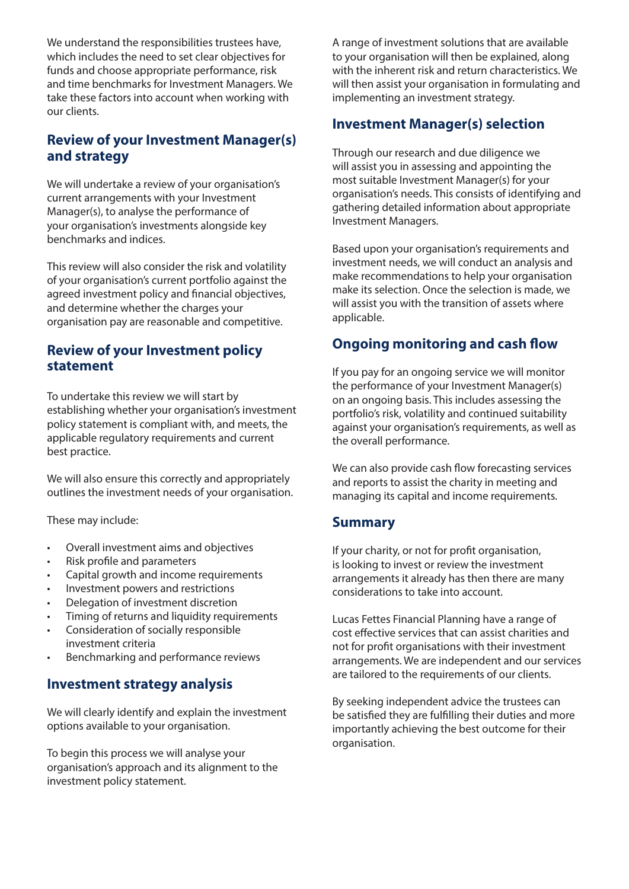We understand the responsibilities trustees have, which includes the need to set clear objectives for funds and choose appropriate performance, risk and time benchmarks for Investment Managers. We take these factors into account when working with our clients.

## Review of your Investment Manager(s) and strategy

We will undertake a review of your organisation's current arrangements with your Investment Manager(s), to analyse the performance of your organisation's investments alongside key benchmarks and indices.

This review will also consider the risk and volatility of your organisation's current portfolio against the agreed investment policy and financial objectives, and determine whether the charges your organisation pay are reasonable and competitive.

## Review of your Investment policy statement

To undertake this review we will start by establishing whether your organisation's investment policy statement is compliant with, and meets, the applicable regulatory requirements and current best practice.

We will also ensure this correctly and appropriately outlines the investment needs of your organisation.

These may include:

- Overall investment aims and objectives
- Risk profile and parameters
- Capital growth and income requirements
- Investment powers and restrictions
- Delegation of investment discretion
- Timing of returns and liquidity requirements
- Consideration of socially responsible investment criteria
- Benchmarking and performance reviews

## Investment strategy analysis

We will clearly identify and explain the investment options available to your organisation.

To begin this process we will analyse your organisation's approach and its alignment to the investment policy statement.

A range of investment solutions that are available to your organisation will then be explained, along with the inherent risk and return characteristics. We will then assist your organisation in formulating and implementing an investment strategy.

## Investment Manager(s) selection

Through our research and due diligence we will assist you in assessing and appointing the most suitable Investment Manager(s) for your organisation's needs. This consists of identifying and gathering detailed information about appropriate Investment Managers.

Based upon your organisation's requirements and investment needs, we will conduct an analysis and make recommendations to help your organisation make its selection. Once the selection is made, we will assist you with the transition of assets where applicable.

## Ongoing monitoring and cash flow

If you pay for an ongoing service we will monitor the performance of your Investment Manager(s) on an ongoing basis. This includes assessing the portfolio's risk, volatility and continued suitability against your organisation's requirements, as well as the overall performance.

We can also provide cash flow forecasting services and reports to assist the charity in meeting and managing its capital and income requirements.

## Summary

If your charity, or not for profit organisation, is looking to invest or review the investment arrangements it already has then there are many considerations to take into account.

Lucas Fettes Financial Planning have a range of cost effective services that can assist charities and not for profit organisations with their investment arrangements. We are independent and our services are tailored to the requirements of our clients.

By seeking independent advice the trustees can be satisfied they are fulfilling their duties and more importantly achieving the best outcome for their organisation.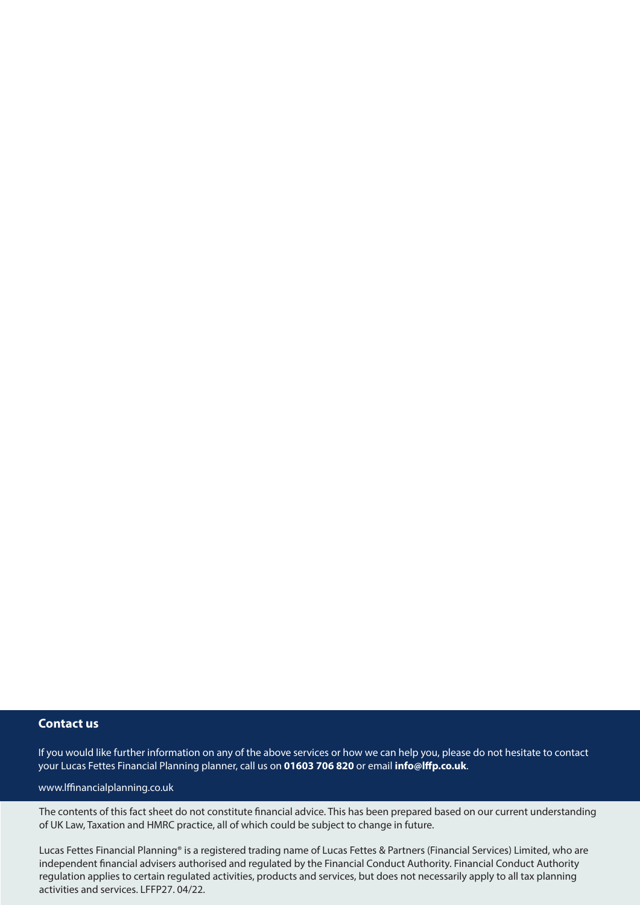## Contact us

If you would like further information on any of the above services or how we can help you, please do not hesitate to contact your Lucas Fettes Financial Planning planner, call us on **01603 706 820** or email **info@lffp.co.uk**.

www.lffinancialplanning.co.uk

The contents of this fact sheet do not constitute financial advice. This has been prepared based on our current understanding of UK Law, Taxation and HMRC practice, all of which could be subject to change in future.

Lucas Fettes Financial Planning® is a registered trading name of Lucas Fettes & Partners (Financial Services) Limited, who are independent financial advisers authorised and regulated by the Financial Conduct Authority. Financial Conduct Authority regulation applies to certain regulated activities, products and services, but does not necessarily apply to all tax planning activities and services. LFFP27. 04/22.